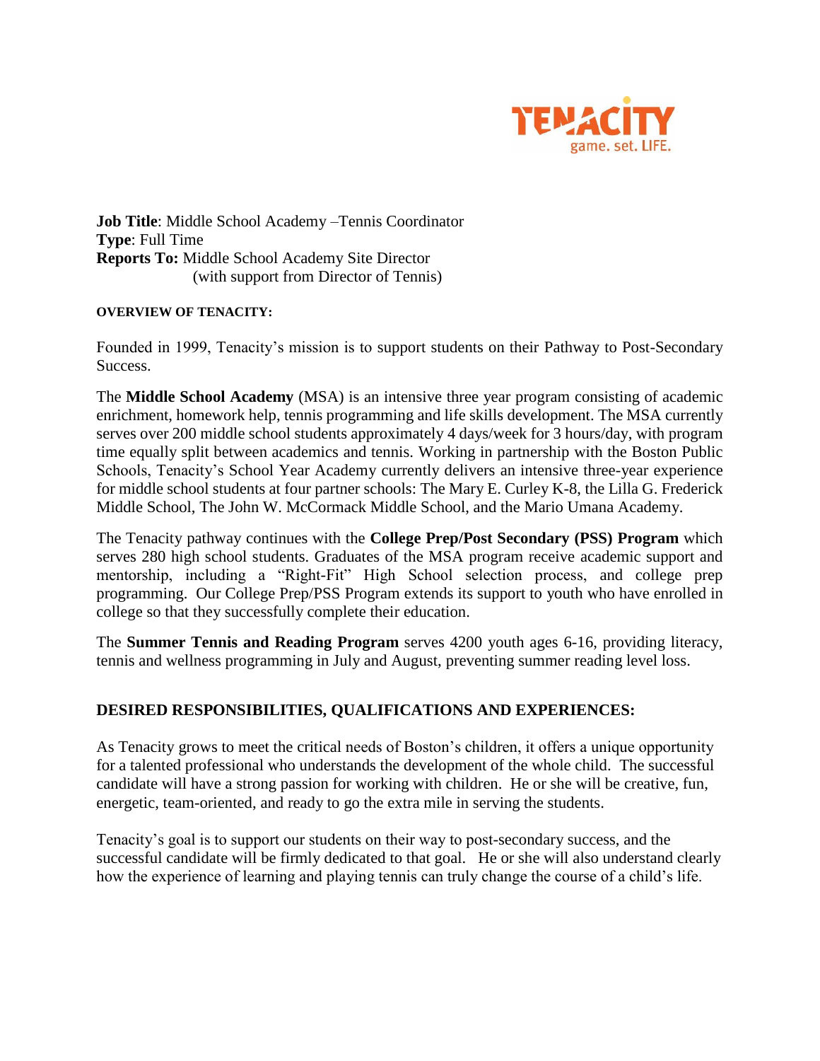TENACITY
game. set. LIFE.

**Job Title**: Middle School Academy –Tennis Coordinator
**Type**: Full Time
**Reports To:** Middle School Academy Site Director
(with support from Director of Tennis)

**OVERVIEW OF TENACITY:**

Founded in 1999, Tenacity's mission is to support students on their Pathway to Post-Secondary Success.

The **Middle School Academy** (MSA) is an intensive three year program consisting of academic enrichment, homework help, tennis programming and life skills development. The MSA currently serves over 200 middle school students approximately 4 days/week for 3 hours/day, with program time equally split between academics and tennis. Working in partnership with the Boston Public Schools, Tenacity's School Year Academy currently delivers an intensive three-year experience for middle school students at four partner schools: The Mary E. Curley K-8, the Lilla G. Frederick Middle School, The John W. McCormack Middle School, and the Mario Umana Academy.

The Tenacity pathway continues with the **College Prep/Post Secondary (PSS) Program** which serves 280 high school students. Graduates of the MSA program receive academic support and mentorship, including a "Right-Fit" High School selection process, and college prep programming. Our College Prep/PSS Program extends its support to youth who have enrolled in college so that they successfully complete their education.

The **Summer Tennis and Reading Program** serves 4200 youth ages 6-16, providing literacy, tennis and wellness programming in July and August, preventing summer reading level loss.

## DESIRED RESPONSIBILITIES, QUALIFICATIONS AND EXPERIENCES:

As Tenacity grows to meet the critical needs of Boston's children, it offers a unique opportunity for a talented professional who understands the development of the whole child. The successful candidate will have a strong passion for working with children. He or she will be creative, fun, energetic, team-oriented, and ready to go the extra mile in serving the students.

Tenacity's goal is to support our students on their way to post-secondary success, and the successful candidate will be firmly dedicated to that goal. He or she will also understand clearly how the experience of learning and playing tennis can truly change the course of a child's life.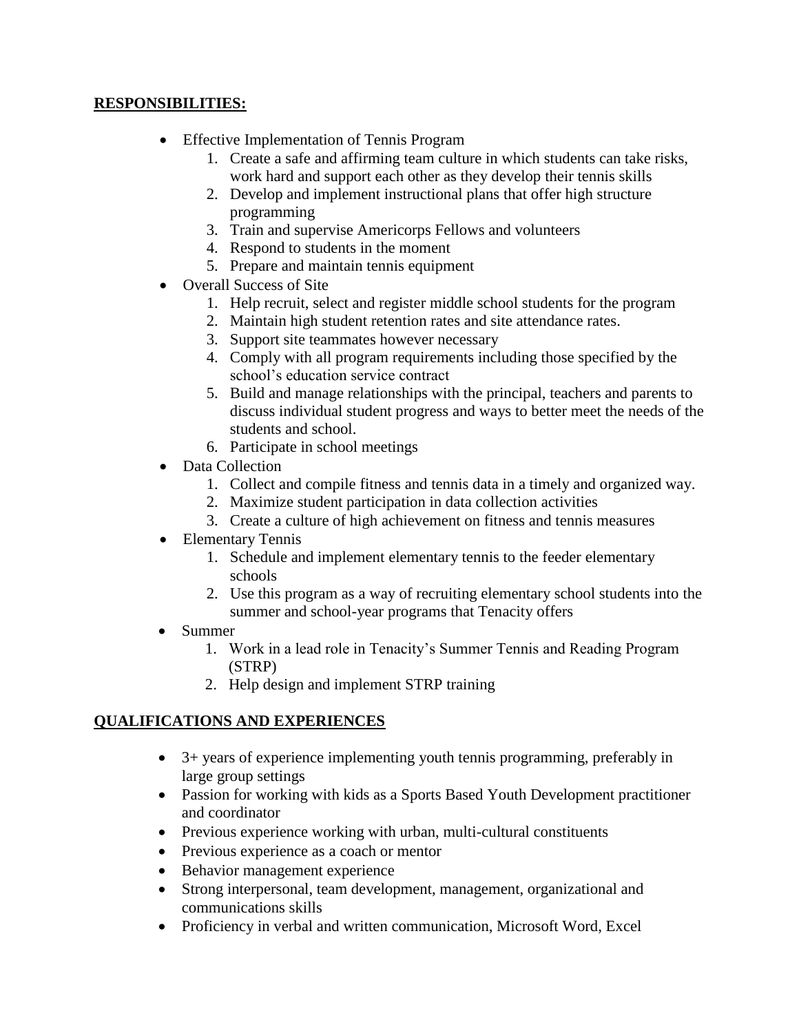**RESPONSIBILITIES:**

- Effective Implementation of Tennis Program
    1. Create a safe and affirming team culture in which students can take risks, work hard and support each other as they develop their tennis skills
    2. Develop and implement instructional plans that offer high structure programming
    3. Train and supervise Americorps Fellows and volunteers
    4. Respond to students in the moment
    5. Prepare and maintain tennis equipment
- Overall Success of Site
    1. Help recruit, select and register middle school students for the program
    2. Maintain high student retention rates and site attendance rates.
    3. Support site teammates however necessary
    4. Comply with all program requirements including those specified by the school's education service contract
    5. Build and manage relationships with the principal, teachers and parents to discuss individual student progress and ways to better meet the needs of the students and school.
    6. Participate in school meetings
- Data Collection
    1. Collect and compile fitness and tennis data in a timely and organized way.
    2. Maximize student participation in data collection activities
    3. Create a culture of high achievement on fitness and tennis measures
- Elementary Tennis
    1. Schedule and implement elementary tennis to the feeder elementary schools
    2. Use this program as a way of recruiting elementary school students into the summer and school-year programs that Tenacity offers
- Summer
    1. Work in a lead role in Tenacity's Summer Tennis and Reading Program (STRP)
    2. Help design and implement STRP training

**QUALIFICATIONS AND EXPERIENCES**

- 3+ years of experience implementing youth tennis programming, preferably in large group settings
- Passion for working with kids as a Sports Based Youth Development practitioner and coordinator
- Previous experience working with urban, multi-cultural constituents
- Previous experience as a coach or mentor
- Behavior management experience
- Strong interpersonal, team development, management, organizational and communications skills
- Proficiency in verbal and written communication, Microsoft Word, Excel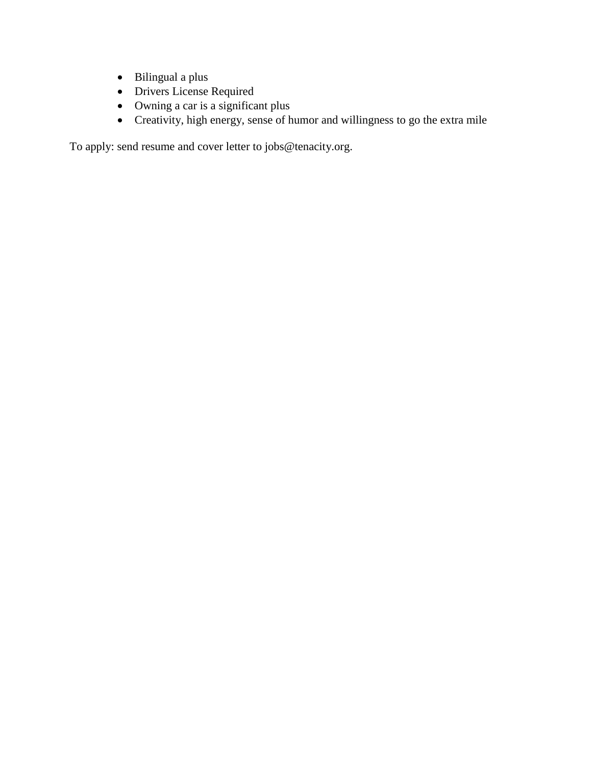- Bilingual a plus
- Drivers License Required
- Owning a car is a significant plus
- Creativity, high energy, sense of humor and willingness to go the extra mile

To apply: send resume and cover letter to jobs@tenacity.org.